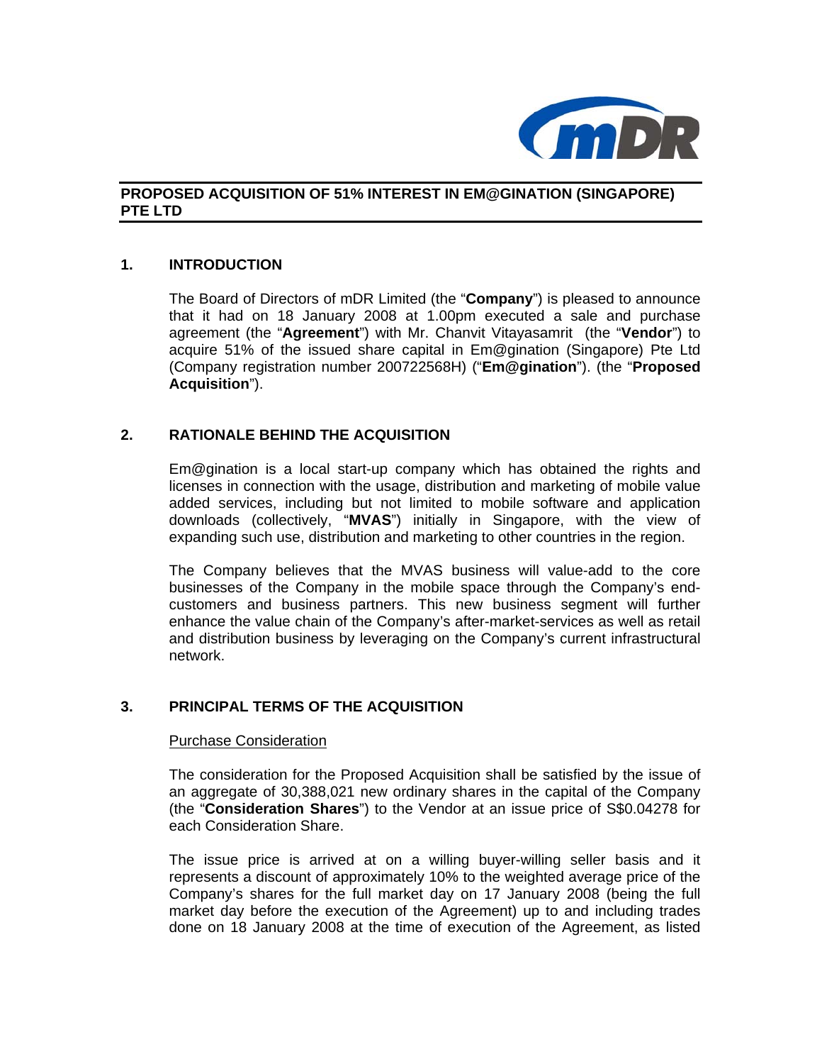# PROPOSED ACQUISITION OF 51% INTEREST IN EM@GINATION (SINGAPORE) PTE LTD

## 1. INTRODUCTION

The Board of Directors of mDR Limited (the "**Company**") is pleased to announce that it had on 18 January 2008 at 1.00pm executed a sale and purchase agreement (the "**Agreement**") with Mr. Chanvit Vitayasamrit (the "**Vendor**") to acquire 51% of the issued share capital in Em@gination (Singapore) Pte Ltd (Company registration number 200722568H) ("**Em@gination**"). (the "**Proposed Acquisition**").

## 2. RATIONALE BEHIND THE ACQUISITION

Em@gination is a local start-up company which has obtained the rights and licenses in connection with the usage, distribution and marketing of mobile value added services, including but not limited to mobile software and application downloads (collectively, "**MVAS**") initially in Singapore, with the view of expanding such use, distribution and marketing to other countries in the region.

The Company believes that the MVAS business will value-add to the core businesses of the Company in the mobile space through the Company's end-customers and business partners. This new business segment will further enhance the value chain of the Company's after-market-services as well as retail and distribution business by leveraging on the Company's current infrastructural network.

## 3. PRINCIPAL TERMS OF THE ACQUISITION

<u>Purchase Consideration</u>

The consideration for the Proposed Acquisition shall be satisfied by the issue of an aggregate of 30,388,021 new ordinary shares in the capital of the Company (the "**Consideration Shares**") to the Vendor at an issue price of S$0.04278 for each Consideration Share.

The issue price is arrived at on a willing buyer-willing seller basis and it represents a discount of approximately 10% to the weighted average price of the Company's shares for the full market day on 17 January 2008 (being the full market day before the execution of the Agreement) up to and including trades done on 18 January 2008 at the time of execution of the Agreement, as listed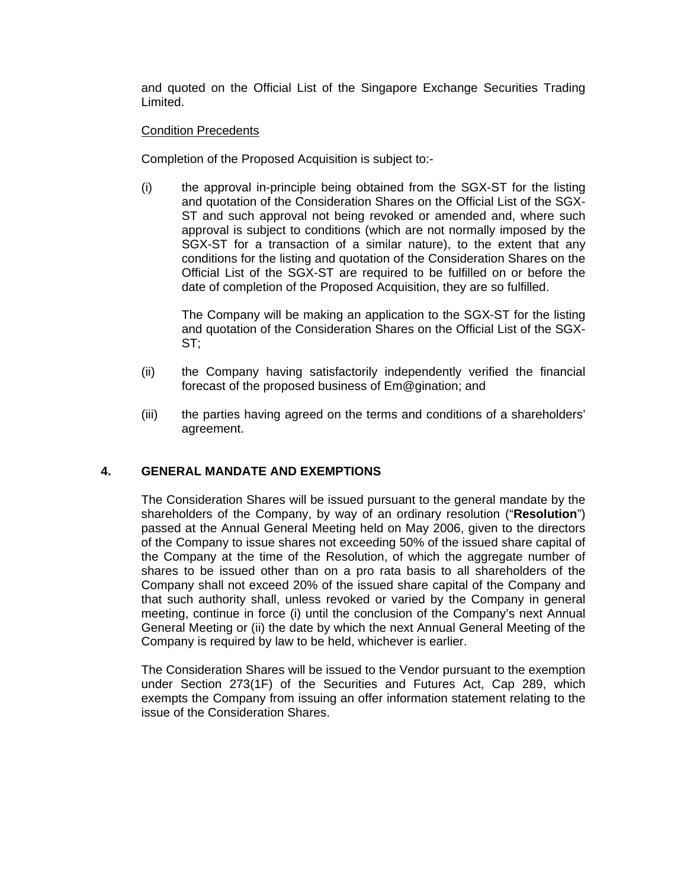and quoted on the Official List of the Singapore Exchange Securities Trading Limited.

Condition Precedents

Completion of the Proposed Acquisition is subject to:-

(i) the approval in-principle being obtained from the SGX-ST for the listing and quotation of the Consideration Shares on the Official List of the SGX-ST and such approval not being revoked or amended and, where such approval is subject to conditions (which are not normally imposed by the SGX-ST for a transaction of a similar nature), to the extent that any conditions for the listing and quotation of the Consideration Shares on the Official List of the SGX-ST are required to be fulfilled on or before the date of completion of the Proposed Acquisition, they are so fulfilled.

   The Company will be making an application to the SGX-ST for the listing and quotation of the Consideration Shares on the Official List of the SGX-ST;

(ii) the Company having satisfactorily independently verified the financial forecast of the proposed business of Em@gination; and

(iii) the parties having agreed on the terms and conditions of a shareholders' agreement.

## 4. GENERAL MANDATE AND EXEMPTIONS

The Consideration Shares will be issued pursuant to the general mandate by the shareholders of the Company, by way of an ordinary resolution ("**Resolution**") passed at the Annual General Meeting held on May 2006, given to the directors of the Company to issue shares not exceeding 50% of the issued share capital of the Company at the time of the Resolution, of which the aggregate number of shares to be issued other than on a pro rata basis to all shareholders of the Company shall not exceed 20% of the issued share capital of the Company and that such authority shall, unless revoked or varied by the Company in general meeting, continue in force (i) until the conclusion of the Company's next Annual General Meeting or (ii) the date by which the next Annual General Meeting of the Company is required by law to be held, whichever is earlier.

The Consideration Shares will be issued to the Vendor pursuant to the exemption under Section 273(1F) of the Securities and Futures Act, Cap 289, which exempts the Company from issuing an offer information statement relating to the issue of the Consideration Shares.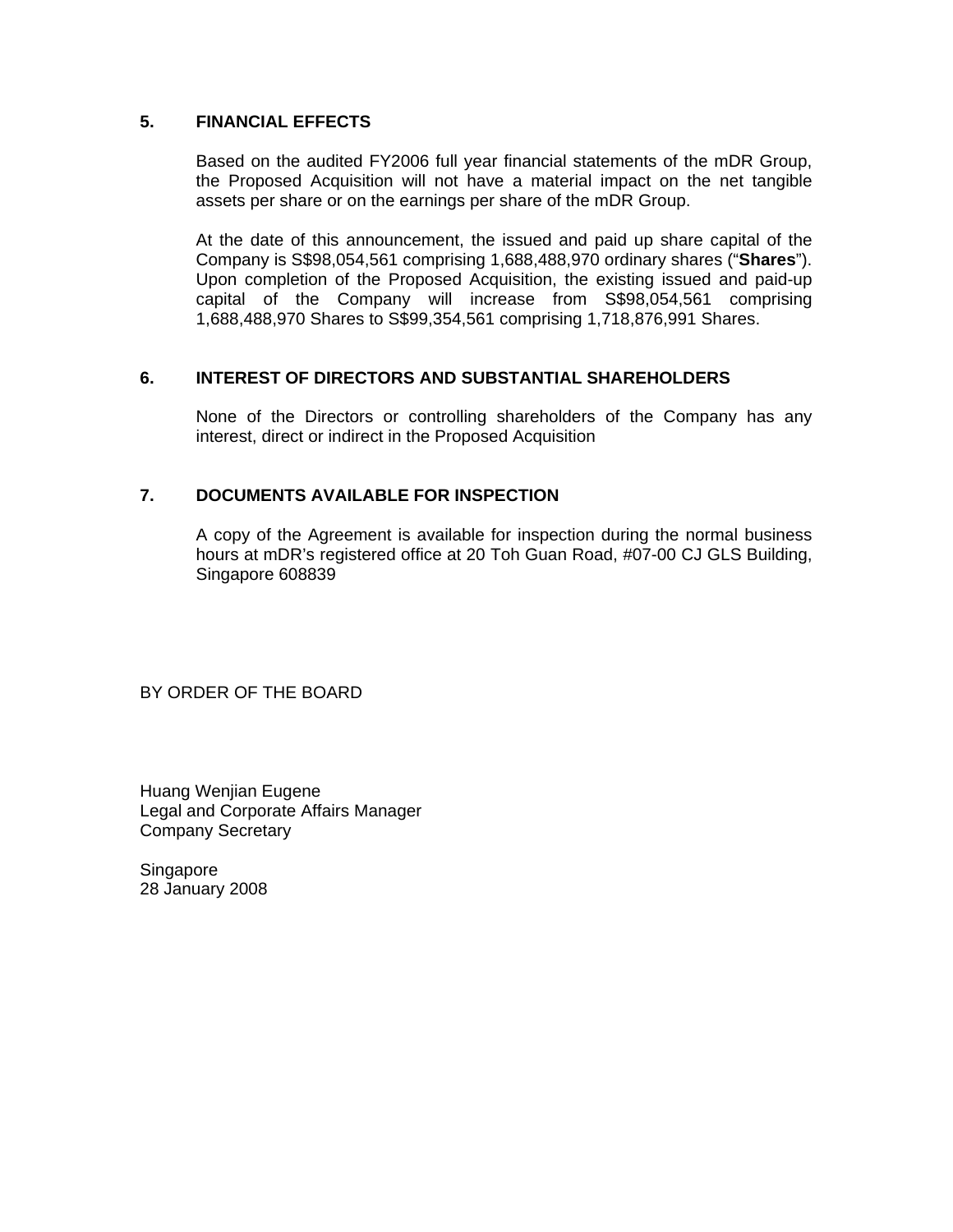## 5. FINANCIAL EFFECTS

Based on the audited FY2006 full year financial statements of the mDR Group, the Proposed Acquisition will not have a material impact on the net tangible assets per share or on the earnings per share of the mDR Group.

At the date of this announcement, the issued and paid up share capital of the Company is S$98,054,561 comprising 1,688,488,970 ordinary shares ("**Shares**"). Upon completion of the Proposed Acquisition, the existing issued and paid-up capital of the Company will increase from S$98,054,561 comprising 1,688,488,970 Shares to S$99,354,561 comprising 1,718,876,991 Shares.

## 6. INTEREST OF DIRECTORS AND SUBSTANTIAL SHAREHOLDERS

None of the Directors or controlling shareholders of the Company has any interest, direct or indirect in the Proposed Acquisition

## 7. DOCUMENTS AVAILABLE FOR INSPECTION

A copy of the Agreement is available for inspection during the normal business hours at mDR's registered office at 20 Toh Guan Road, #07-00 CJ GLS Building, Singapore 608839

BY ORDER OF THE BOARD

Huang Wenjian Eugene
Legal and Corporate Affairs Manager
Company Secretary

Singapore
28 January 2008